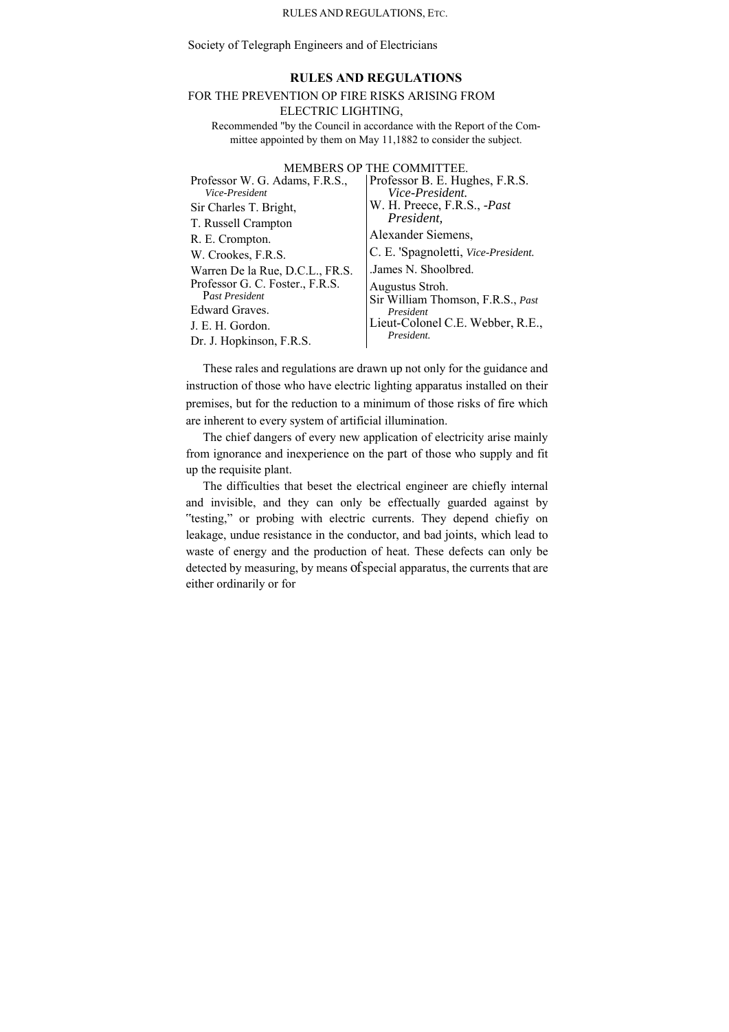Society of Telegraph Engineers and of Electricians

## RULES AND REGULATIONS

FOR THE PREVENTION OP FIRE RISKS ARISING FROM ELECTRIC LIGHTING,

Recommended "by the Council in accordance with the Report of the Committee appointed by them on May 11,1882 to consider the subject.

MEMBERS OP THE COMMITTEE.

| | |
|---|---|
| Professor W. G. Adams, F.R.S., *Vice-President* | Professor B. E. Hughes, F.R.S. *Vice-President.* |
| Sir Charles T. Bright, | W. H. Preece, F.R.S., *-Past President,* |
| T. Russell Crampton | Alexander Siemens, |
| R. E. Crompton. | C. E. 'Spagnoletti, *Vice-President.* |
| W. Crookes, F.R.S. | .James N. Shoolbred. |
| Warren De la Rue, D.C.L., FR.S. | Augustus Stroh. |
| Professor G. C. Foster., F.R.S. *Past President* | Sir William Thomson, F.R.S., *Past President* |
| Edward Graves. | Lieut-Colonel C.E. Webber, R.E., *President.* |
| J. E. H. Gordon. | |
| Dr. J. Hopkinson, F.R.S. | |

These rales and regulations are drawn up not only for the guidance and instruction of those who have electric lighting apparatus installed on their premises, but for the reduction to a minimum of those risks of fire which are inherent to every system of artificial illumination.

The chief dangers of every new application of electricity arise mainly from ignorance and inexperience on the part of those who supply and fit up the requisite plant.

The difficulties that beset the electrical engineer are chiefly internal and invisible, and they can only be effectually guarded against by "testing," or probing with electric currents. They depend chiefiy on leakage, undue resistance in the conductor, and bad joints, which lead to waste of energy and the production of heat. These defects can only be detected by measuring, by means of special apparatus, the currents that are either ordinarily or for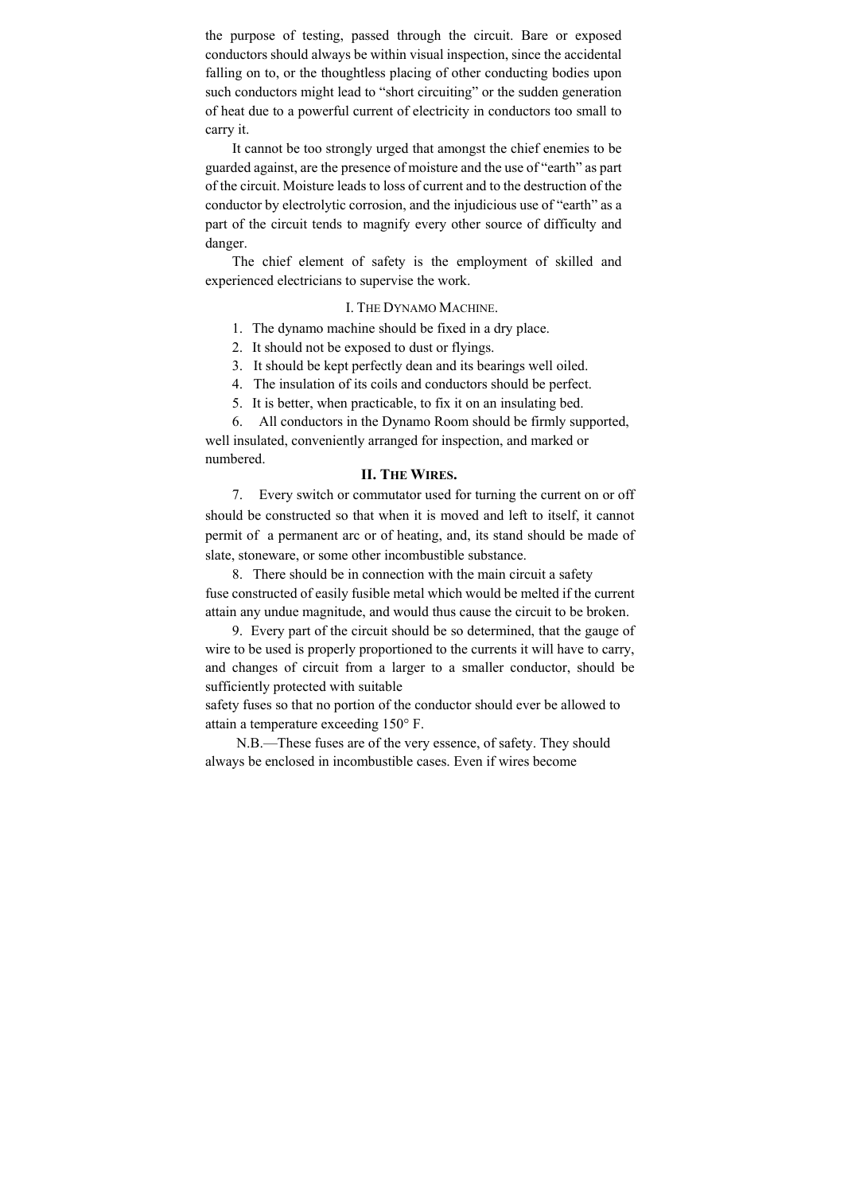the purpose of testing, passed through the circuit. Bare or exposed conductors should always be within visual inspection, since the accidental falling on to, or the thoughtless placing of other conducting bodies upon such conductors might lead to "short circuiting" or the sudden generation of heat due to a powerful current of electricity in conductors too small to carry it.

It cannot be too strongly urged that amongst the chief enemies to be guarded against, are the presence of moisture and the use of "earth" as part of the circuit. Moisture leads to loss of current and to the destruction of the conductor by electrolytic corrosion, and the injudicious use of "earth" as a part of the circuit tends to magnify every other source of difficulty and danger.

The chief element of safety is the employment of skilled and experienced electricians to supervise the work.

### I. The Dynamo Machine.

1. The dynamo machine should be fixed in a dry place.
2. It should not be exposed to dust or flyings.
3. It should be kept perfectly dean and its bearings well oiled.
4. The insulation of its coils and conductors should be perfect.
5. It is better, when practicable, to fix it on an insulating bed.
6. All conductors in the Dynamo Room should be firmly supported, well insulated, conveniently arranged for inspection, and marked or numbered.

### II. The Wires.

7. Every switch or commutator used for turning the current on or off should be constructed so that when it is moved and left to itself, it cannot permit of a permanent arc or of heating, and, its stand should be made of slate, stoneware, or some other incombustible substance.

8. There should be in connection with the main circuit a safety fuse constructed of easily fusible metal which would be melted if the current attain any undue magnitude, and would thus cause the circuit to be broken.

9. Every part of the circuit should be so determined, that the gauge of wire to be used is properly proportioned to the currents it will have to carry, and changes of circuit from a larger to a smaller conductor, should be sufficiently protected with suitable safety fuses so that no portion of the conductor should ever be allowed to attain a temperature exceeding 150° F.

N.B.—These fuses are of the very essence, of safety. They should always be enclosed in incombustible cases. Even if wires become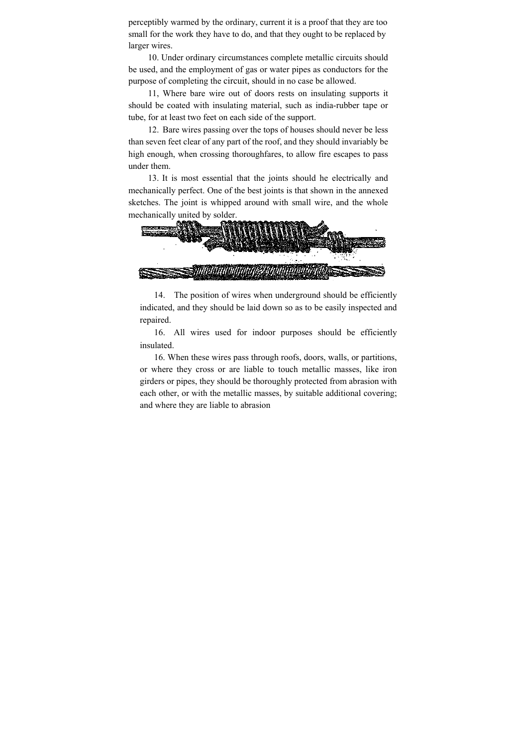perceptibly warmed by the ordinary, current it is a proof that they are too small for the work they have to do, and that they ought to be replaced by larger wires.

10. Under ordinary circumstances complete metallic circuits should be used, and the employment of gas or water pipes as conductors for the purpose of completing the circuit, should in no case be allowed.

11, Where bare wire out of doors rests on insulating supports it should be coated with insulating material, such as india-rubber tape or tube, for at least two feet on each side of the support.

12. Bare wires passing over the tops of houses should never be less than seven feet clear of any part of the roof, and they should invariably be high enough, when crossing thoroughfares, to allow fire escapes to pass under them.

13. It is most essential that the joints should he electrically and mechanically perfect. One of the best joints is that shown in the annexed sketches. The joint is whipped around with small wire, and the whole mechanically united by solder.

14. The position of wires when underground should be efficiently indicated, and they should be laid down so as to be easily inspected and repaired.

16. All wires used for indoor purposes should be efficiently insulated.

16. When these wires pass through roofs, doors, walls, or partitions, or where they cross or are liable to touch metallic masses, like iron girders or pipes, they should be thoroughly protected from abrasion with each other, or with the metallic masses, by suitable additional covering; and where they are liable to abrasion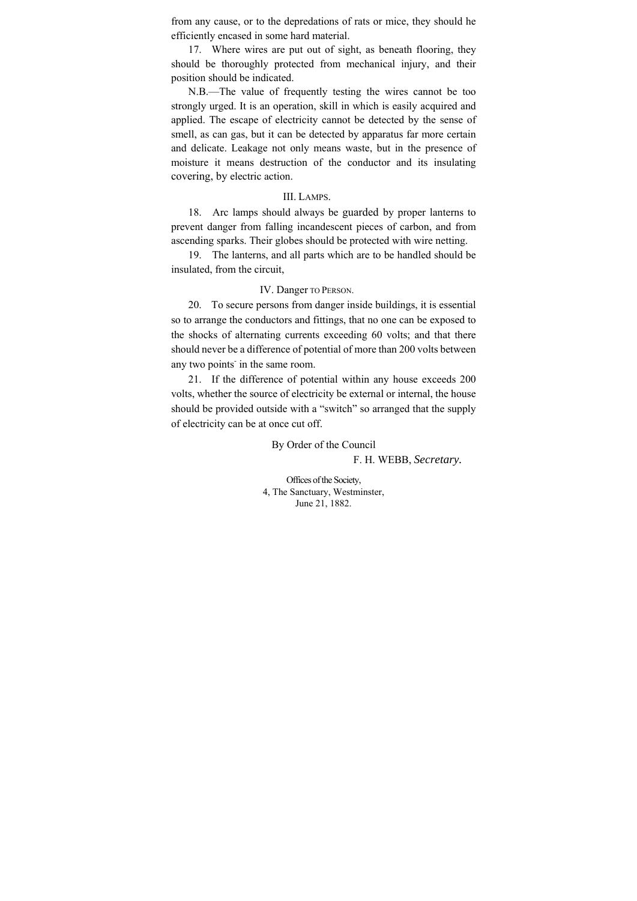from any cause, or to the depredations of rats or mice, they should he efficiently encased in some hard material.

17. Where wires are put out of sight, as beneath flooring, they should be thoroughly protected from mechanical injury, and their position should be indicated.

N.B.—The value of frequently testing the wires cannot be too strongly urged. It is an operation, skill in which is easily acquired and applied. The escape of electricity cannot be detected by the sense of smell, as can gas, but it can be detected by apparatus far more certain and delicate. Leakage not only means waste, but in the presence of moisture it means destruction of the conductor and its insulating covering, by electric action.

## III. Lamps.

18. Arc lamps should always be guarded by proper lanterns to prevent danger from falling incandescent pieces of carbon, and from ascending sparks. Their globes should be protected with wire netting.

19. The lanterns, and all parts which are to be handled should be insulated, from the circuit,

## IV. Danger to Person.

20. To secure persons from danger inside buildings, it is essential so to arrange the conductors and fittings, that no one can be exposed to the shocks of alternating currents exceeding 60 volts; and that there should never be a difference of potential of more than 200 volts between any two points in the same room.

21. If the difference of potential within any house exceeds 200 volts, whether the source of electricity be external or internal, the house should be provided outside with a "switch" so arranged that the supply of electricity can be at once cut off.

By Order of the Council

F. H. WEBB, *Secretary.*

Offices of the Society,
4, The Sanctuary, Westminster,
June 21, 1882.